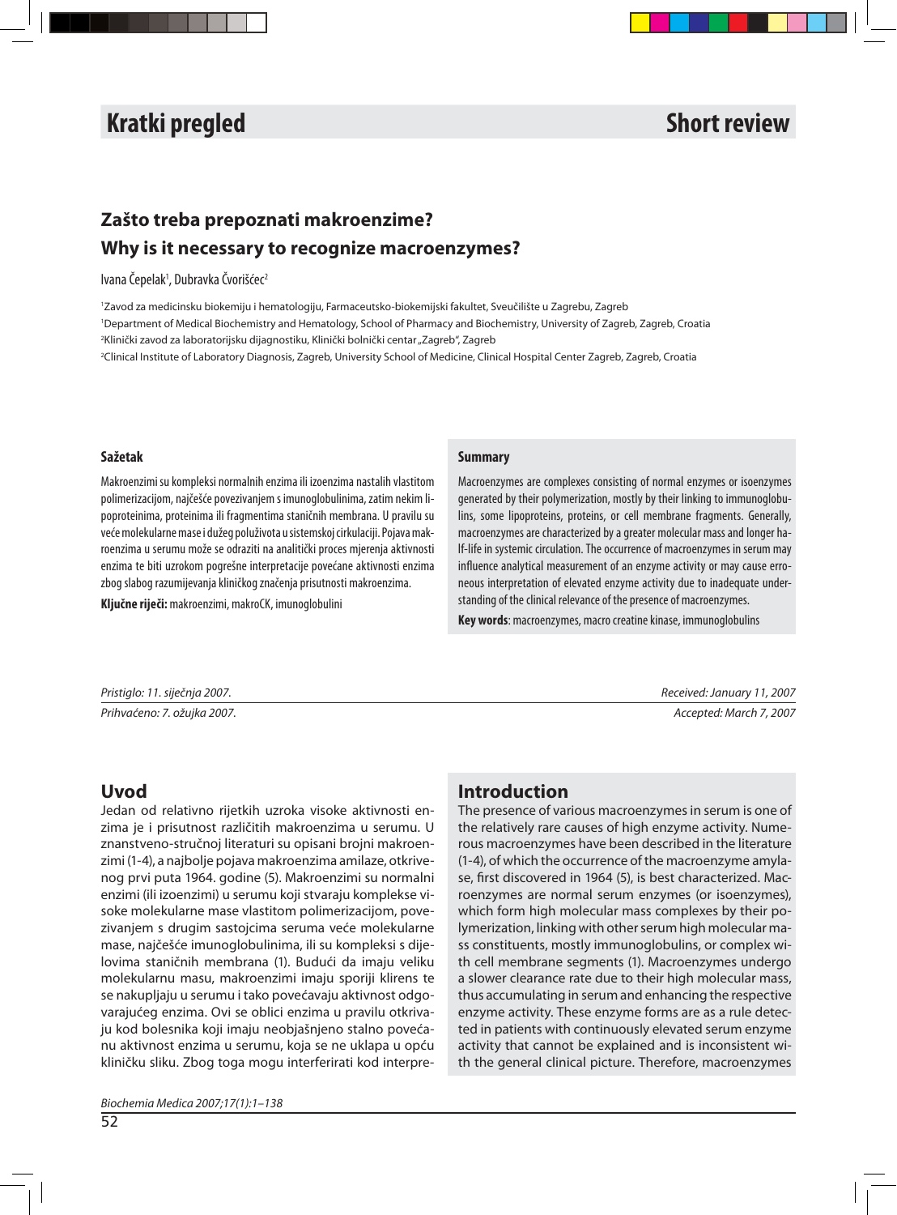Kratki pregled

Short review

# Zašto treba prepoznati makroenzime?

# Why is it necessary to recognize macroenzymes?

Ivana Čepelak[1], Dubravka Čvorišćec[2]

[1]Zavod za medicinsku biokemiju i hematologiju, Farmaceutsko-biokemijski fakultet, Sveučilište u Zagrebu, Zagreb

[1]Department of Medical Biochemistry and Hematology, School of Pharmacy and Biochemistry, University of Zagreb, Zagreb, Croatia

[2]Klinički zavod za laboratorijsku dijagnostiku, Klinički bolnički centar „Zagreb", Zagreb

[2]Clinical Institute of Laboratory Diagnosis, Zagreb, University School of Medicine, Clinical Hospital Center Zagreb, Zagreb, Croatia

### Sažetak

Makroenzimi su kompleksi normalnih enzima ili izoenzima nastalih vlastitom polimerizacijom, najčešće povezivanjem s imunoglobulinima, zatim nekim lipoproteinima, proteinima ili fragmentima staničnih membrana. U pravilu su veće molekularne mase i dužeg poluživota u sistemskoj cirkulaciji. Pojava makroenzima u serumu može se odraziti na analitički proces mjerenja aktivnosti enzima te biti uzrokom pogrešne interpretacije povećane aktivnosti enzima zbog slabog razumijevanja kliničkog značenja prisutnosti makroenzima.

**Ključne riječi:** makroenzimi, makroCK, imunoglobulini

### Summary

Macroenzymes are complexes consisting of normal enzymes or isoenzymes generated by their polymerization, mostly by their linking to immunoglobulins, some lipoproteins, proteins, or cell membrane fragments. Generally, macroenzymes are characterized by a greater molecular mass and longer half-life in systemic circulation. The occurrence of macroenzymes in serum may influence analytical measurement of an enzyme activity or may cause erroneous interpretation of elevated enzyme activity due to inadequate understanding of the clinical relevance of the presence of macroenzymes.

**Key words**: macroenzymes, macro creatine kinase, immunoglobulins

*Pristiglo: 11. siječnja 2007.*

*Prihvaćeno: 7. ožujka 2007.*

*Received: January 11, 2007*

*Accepted: March 7, 2007*

## Uvod

Jedan od relativno rijetkih uzroka visoke aktivnosti enzima je i prisutnost različitih makroenzima u serumu. U znanstveno-stručnoj literaturi su opisani brojni makroenzimi (1-4), a najbolje pojava makroenzima amilaze, otkrivenog prvi puta 1964. godine (5). Makroenzimi su normalni enzimi (ili izoenzimi) u serumu koji stvaraju komplekse visoke molekularne mase vlastitom polimerizacijom, povezivanjem s drugim sastojcima seruma veće molekularne mase, najčešće imunoglobulinima, ili su kompleksi s dijelovima staničnih membrana (1). Budući da imaju veliku molekularnu masu, makroenzimi imaju sporiji klirens te se nakupljaju u serumu i tako povećavaju aktivnost odgovarajućeg enzima. Ovi se oblici enzima u pravilu otkrivaju kod bolesnika koji imaju neobjašnjeno stalno povećanu aktivnost enzima u serumu, koja se ne uklapa u opću kliničku sliku. Zbog toga mogu interferirati kod interpre-

## Introduction

The presence of various macroenzymes in serum is one of the relatively rare causes of high enzyme activity. Numerous macroenzymes have been described in the literature (1-4), of which the occurrence of the macroenzyme amylase, first discovered in 1964 (5), is best characterized. Macroenzymes are normal serum enzymes (or isoenzymes), which form high molecular mass complexes by their polymerization, linking with other serum high molecular mass constituents, mostly immunoglobulins, or complex with cell membrane segments (1). Macroenzymes undergo a slower clearance rate due to their high molecular mass, thus accumulating in serum and enhancing the respective enzyme activity. These enzyme forms are as a rule detected in patients with continuously elevated serum enzyme activity that cannot be explained and is inconsistent with the general clinical picture. Therefore, macroenzymes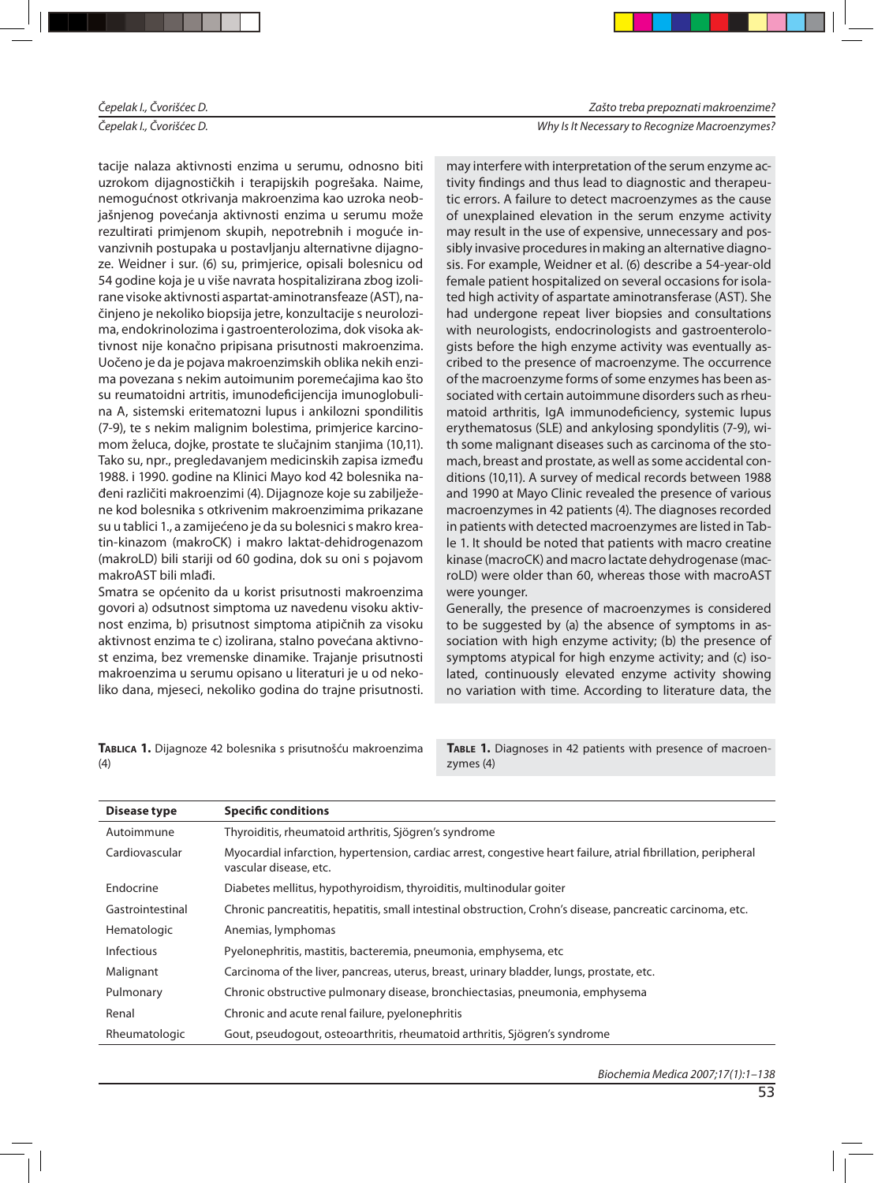tacije nalaza aktivnosti enzima u serumu, odnosno biti uzrokom dijagnostičkih i terapijskih pogrešaka. Naime, nemogućnost otkrivanja makroenzima kao uzroka neobjašnjenog povećanja aktivnosti enzima u serumu može rezultirati primjenom skupih, nepotrebnih i moguće invazivnih postupaka u postavljanju alternativne dijagnoze. Weidner i sur. (6) su, primjerice, opisali bolesnicu od 54 godine koja je u više navrata hospitalizirana zbog izolirane visoke aktivnosti aspartat-aminotransfeaze (AST), načinjeno je nekoliko biopsija jetre, konzultacije s neurolozima, endokrinolozima i gastroenterolozima, dok visoka aktivnost nije konačno pripisana prisutnosti makroenzima. Uočeno je da je pojava makroenzimskih oblika nekih enzima povezana s nekim autoimunim poremećajima kao što su reumatoidni artritis, imunodeficijencija imunoglobulina A, sistemski eritematozni lupus i ankilozni spondilitis (7-9), te s nekim malignim bolestima, primjerice karcinomom želuca, dojke, prostate te slučajnim stanjima (10,11). Tako su, npr., pregledavanjem medicinskih zapisa između 1988. i 1990. godine na Klinici Mayo kod 42 bolesnika nađeni različiti makroenzimi (4). Dijagnoze koje su zabilježene kod bolesnika s otkrivenim makroenzimima prikazane su u tablici 1., a zamijećeno je da su bolesnici s makro kreatin-kinazom (makroCK) i makro laktat-dehidrogenazom (makroLD) bili stariji od 60 godina, dok su oni s pojavom makroAST bili mlađi.

Smatra se općenito da u korist prisutnosti makroenzima govori a) odsutnost simptoma uz navedenu visoku aktivnost enzima, b) prisutnost simptoma atipičnih za visoku aktivnost enzima te c) izolirana, stalno povećana aktivnost enzima, bez vremenske dinamike. Trajanje prisutnosti makroenzima u serumu opisano u literaturi je u od nekoliko dana, mjeseci, nekoliko godina do trajne prisutnosti.

may interfere with interpretation of the serum enzyme activity findings and thus lead to diagnostic and therapeutic errors. A failure to detect macroenzymes as the cause of unexplained elevation in the serum enzyme activity may result in the use of expensive, unnecessary and possibly invasive procedures in making an alternative diagnosis. For example, Weidner et al. (6) describe a 54-year-old female patient hospitalized on several occasions for isolated high activity of aspartate aminotransferase (AST). She had undergone repeat liver biopsies and consultations with neurologists, endocrinologists and gastroenterologists before the high enzyme activity was eventually ascribed to the presence of macroenzyme. The occurrence of the macroenzyme forms of some enzymes has been associated with certain autoimmune disorders such as rheumatoid arthritis, IgA immunodeficiency, systemic lupus erythematosus (SLE) and ankylosing spondylitis (7-9), with some malignant diseases such as carcinoma of the stomach, breast and prostate, as well as some accidental conditions (10,11). A survey of medical records between 1988 and 1990 at Mayo Clinic revealed the presence of various macroenzymes in 42 patients (4). The diagnoses recorded in patients with detected macroenzymes are listed in Table 1. It should be noted that patients with macro creatine kinase (macroCK) and macro lactate dehydrogenase (macroLD) were older than 60, whereas those with macroAST were younger.

Generally, the presence of macroenzymes is considered to be suggested by (a) the absence of symptoms in association with high enzyme activity; (b) the presence of symptoms atypical for high enzyme activity; and (c) isolated, continuously elevated enzyme activity showing no variation with time. According to literature data, the

**Tablica 1.** Dijagnoze 42 bolesnika s prisutnošću makroenzima (4)

**Table 1.** Diagnoses in 42 patients with presence of macroenzymes (4)

| Disease type | Specific conditions |
|---|---|
| Autoimmune | Thyroiditis, rheumatoid arthritis, Sjögren's syndrome |
| Cardiovascular | Myocardial infarction, hypertension, cardiac arrest, congestive heart failure, atrial fibrillation, peripheral vascular disease, etc. |
| Endocrine | Diabetes mellitus, hypothyroidism, thyroiditis, multinodular goiter |
| Gastrointestinal | Chronic pancreatitis, hepatitis, small intestinal obstruction, Crohn's disease, pancreatic carcinoma, etc. |
| Hematologic | Anemias, lymphomas |
| Infectious | Pyelonephritis, mastitis, bacteremia, pneumonia, emphysema, etc |
| Malignant | Carcinoma of the liver, pancreas, uterus, breast, urinary bladder, lungs, prostate, etc. |
| Pulmonary | Chronic obstructive pulmonary disease, bronchiectasias, pneumonia, emphysema |
| Renal | Chronic and acute renal failure, pyelonephritis |
| Rheumatologic | Gout, pseudogout, osteoarthritis, rheumatoid arthritis, Sjögren's syndrome |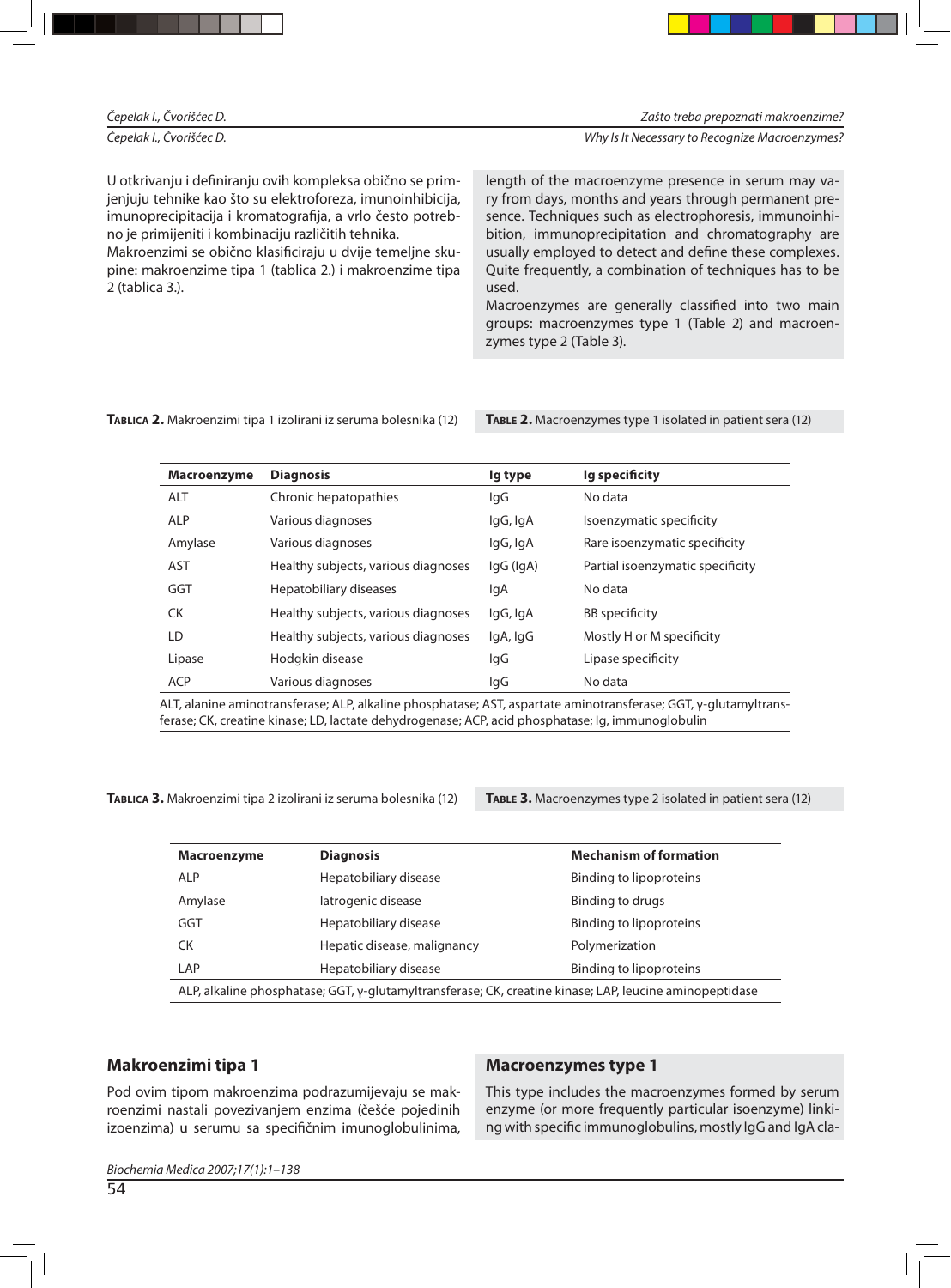U otkrivanju i definiranju ovih kompleksa obično se primjenjuju tehnike kao što su elektroforeza, imunoinhibicija, imunoprecipitacija i kromatografija, a vrlo često potrebno je primijeniti i kombinaciju različitih tehnika.
Makroenzimi se obično klasificiraju u dvije temeljne skupine: makroenzime tipa 1 (tablica 2.) i makroenzime tipa 2 (tablica 3.).

length of the macroenzyme presence in serum may vary from days, months and years through permanent presence. Techniques such as electrophoresis, immunoinhibition, immunoprecipitation and chromatography are usually employed to detect and define these complexes. Quite frequently, a combination of techniques has to be used.
Macroenzymes are generally classified into two main groups: macroenzymes type 1 (Table 2) and macroenzymes type 2 (Table 3).

**TABLICA 2.** Makroenzimi tipa 1 izolirani iz seruma bolesnika (12)

**TABLE 2.** Macroenzymes type 1 isolated in patient sera (12)

| Macroenzyme | Diagnosis | Ig type | Ig specificity |
|---|---|---|---|
| ALT | Chronic hepatopathies | IgG | No data |
| ALP | Various diagnoses | IgG, IgA | Isoenzymatic specificity |
| Amylase | Various diagnoses | IgG, IgA | Rare isoenzymatic specificity |
| AST | Healthy subjects, various diagnoses | IgG (IgA) | Partial isoenzymatic specificity |
| GGT | Hepatobiliary diseases | IgA | No data |
| CK | Healthy subjects, various diagnoses | IgG, IgA | BB specificity |
| LD | Healthy subjects, various diagnoses | IgA, IgG | Mostly H or M specificity |
| Lipase | Hodgkin disease | IgG | Lipase specificity |
| ACP | Various diagnoses | IgG | No data |

ALT, alanine aminotransferase; ALP, alkaline phosphatase; AST, aspartate aminotransferase; GGT, γ-glutamyltransferase; CK, creatine kinase; LD, lactate dehydrogenase; ACP, acid phosphatase; Ig, immunoglobulin

**TABLICA 3.** Makroenzimi tipa 2 izolirani iz seruma bolesnika (12)

**TABLE 3.** Macroenzymes type 2 isolated in patient sera (12)

| Macroenzyme | Diagnosis | Mechanism of formation |
|---|---|---|
| ALP | Hepatobiliary disease | Binding to lipoproteins |
| Amylase | Iatrogenic disease | Binding to drugs |
| GGT | Hepatobiliary disease | Binding to lipoproteins |
| CK | Hepatic disease, malignancy | Polymerization |
| LAP | Hepatobiliary disease | Binding to lipoproteins |

ALP, alkaline phosphatase; GGT, γ-glutamyltransferase; CK, creatine kinase; LAP, leucine aminopeptidase

## Makroenzimi tipa 1

Pod ovim tipom makroenzima podrazumijevaju se makroenzimi nastali povezivanjem enzima (češće pojedinih izoenzima) u serumu sa specifičnim imunoglobulinima,

## Macroenzymes type 1

This type includes the macroenzymes formed by serum enzyme (or more frequently particular isoenzyme) linking with specific immunoglobulins, mostly IgG and IgA cla-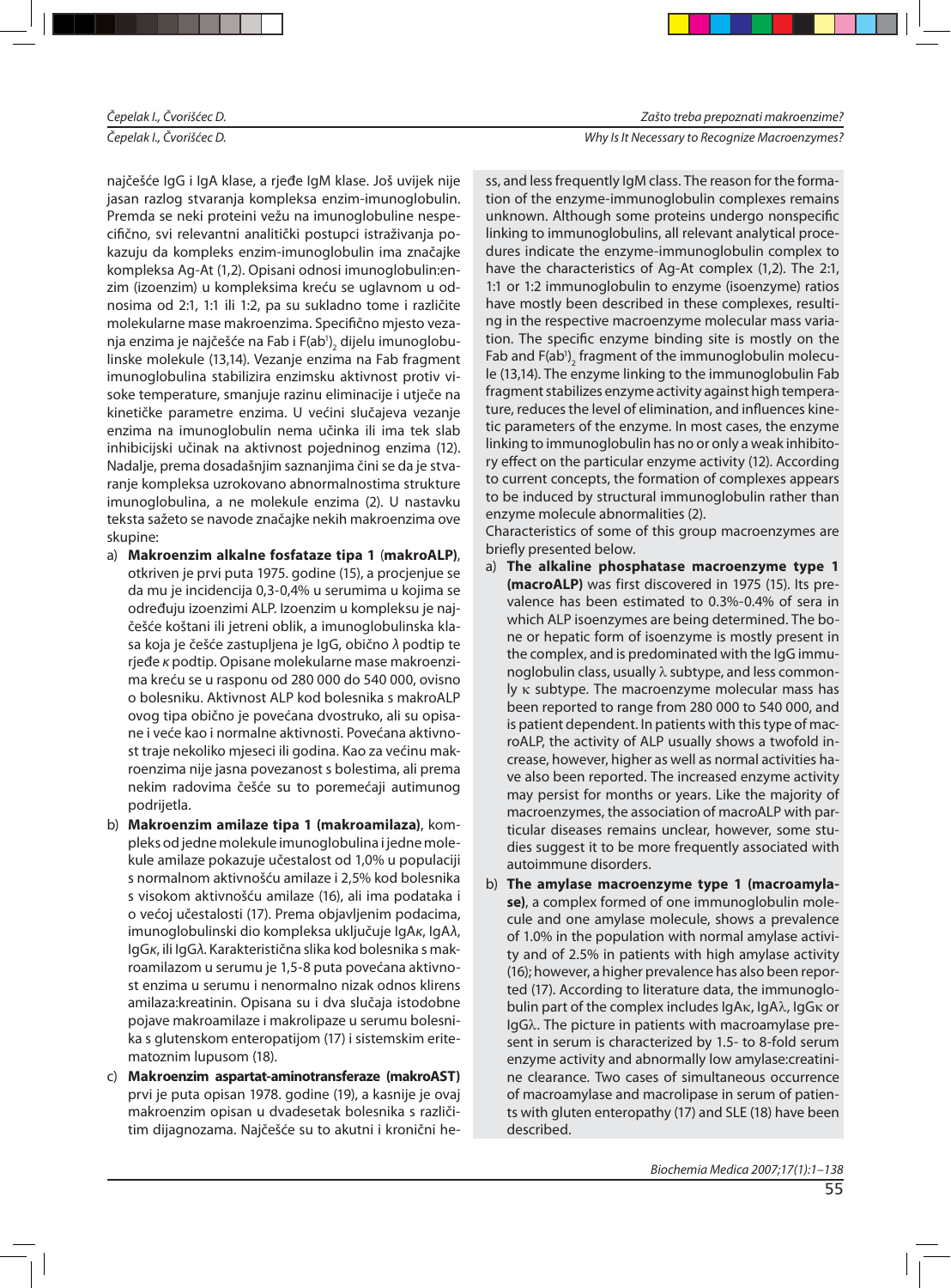najčešće IgG i IgA klase, a rjeđe IgM klase. Još uvijek nije jasan razlog stvaranja kompleksa enzim-imunoglobulin. Premda se neki proteini vežu na imunoglobuline nespecifično, svi relevantni analitički postupci istraživanja pokazuju da kompleks enzim-imunoglobulin ima značajke kompleksa Ag-At (1,2). Opisani odnosi imunoglobulin:enzim (izoenzim) u kompleksima kreću se uglavnom u odnosima od 2:1, 1:1 ili 1:2, pa su sukladno tome i različite molekularne mase makroenzima. Specifično mjesto vezanja enzima je najčešće na Fab i $F(ab^1)_2$ dijelu imunoglobulinske molekule (13,14). Vezanje enzima na Fab fragment imunoglobulina stabilizira enzimsku aktivnost protiv visoke temperature, smanjuje razinu eliminacije i utječe na kinetičke parametre enzima. U većini slučajeva vezanje enzima na imunoglobulin nema učinka ili ima tek slab inhibicijski učinak na aktivnost pojedninog enzima (12). Nadalje, prema dosadašnjim saznanjima čini se da je stvaranje kompleksa uzrokovano abnormalnostima strukture imunoglobulina, a ne molekule enzima (2). U nastavku teksta sažeto se navode značajke nekih makroenzima ove skupine:

a) **Makroenzim alkalne fosfataze tipa 1** (**makroALP**), otkriven je prvi puta 1975. godine (15), a procjenjue se da mu je incidencija 0,3-0,4% u serumima u kojima se određuju izoenzimi ALP. Izoenzim u kompleksu je najčešće koštani ili jetreni oblik, a imunoglobulinska klasa koja je češće zastupljena je IgG, obično λ podtip te rjeđe κ podtip. Opisane molekularne mase makroenzima kreću se u rasponu od 280 000 do 540 000, ovisno o bolesniku. Aktivnost ALP kod bolesnika s makroALP ovog tipa obično je povećana dvostruko, ali su opisane i veće kao i normalne aktivnosti. Povećana aktivnost traje nekoliko mjeseci ili godina. Kao za većinu makroenzima nije jasna povezanost s bolestima, ali prema nekim radovima češće su to poremećaji autimunog podrijetla.
b) **Makroenzim amilaze tipa 1 (makroamilaza)**, kompleks od jedne molekule imunoglobulina i jedne molekule amilaze pokazuje učestalost od 1,0% u populaciji s normalnom aktivnošću amilaze i 2,5% kod bolesnika s visokom aktivnošću amilaze (16), ali ima podataka i o većoj učestalosti (17). Prema objavljenim podacima, imunoglobulinski dio kompleksa uključuje IgAκ, IgAλ, IgGκ, ili IgGλ. Karakteristična slika kod bolesnika s makroamilazom u serumu je 1,5-8 puta povećana aktivnost enzima u serumu i nenormalno nizak odnos klirens amilaza:kreatinin. Opisana su i dva slučaja istodobne pojave makroamilaze i makrolipaze u serumu bolesnika s glutenskom enteropatijom (17) i sistemskim eritematoznim lupusom (18).
c) **Makroenzim aspartat-aminotransferaze (makroAST)** prvi je puta opisan 1978. godine (19), a kasnije je ovaj makroenzim opisan u dvadesetak bolesnika s različitim dijagnozama. Najčešće su to akutni i kronični he-

ss, and less frequently IgM class. The reason for the formation of the enzyme-immunoglobulin complexes remains unknown. Although some proteins undergo nonspecific linking to immunoglobulins, all relevant analytical procedures indicate the enzyme-immunoglobulin complex to have the characteristics of Ag-At complex (1,2). The 2:1, 1:1 or 1:2 immunoglobulin to enzyme (isoenzyme) ratios have mostly been described in these complexes, resulting in the respective macroenzyme molecular mass variation. The specific enzyme binding site is mostly on the Fab and $F(ab^1)_2$ fragment of the immunoglobulin molecule (13,14). The enzyme linking to the immunoglobulin Fab fragment stabilizes enzyme activity against high temperature, reduces the level of elimination, and influences kinetic parameters of the enzyme. In most cases, the enzyme linking to immunoglobulin has no or only a weak inhibitory effect on the particular enzyme activity (12). According to current concepts, the formation of complexes appears to be induced by structural immunoglobulin rather than enzyme molecule abnormalities (2).

Characteristics of some of this group macroenzymes are briefly presented below.

a) **The alkaline phosphatase macroenzyme type 1 (macroALP)** was first discovered in 1975 (15). Its prevalence has been estimated to 0.3%-0.4% of sera in which ALP isoenzymes are being determined. The bone or hepatic form of isoenzyme is mostly present in the complex, and is predominated with the IgG immunoglobulin class, usually λ subtype, and less commonly κ subtype. The macroenzyme molecular mass has been reported to range from 280 000 to 540 000, and is patient dependent. In patients with this type of macroALP, the activity of ALP usually shows a twofold increase, however, higher as well as normal activities have also been reported. The increased enzyme activity may persist for months or years. Like the majority of macroenzymes, the association of macroALP with particular diseases remains unclear, however, some studies suggest it to be more frequently associated with autoimmune disorders.
b) **The amylase macroenzyme type 1 (macroamylase)**, a complex formed of one immunoglobulin molecule and one amylase molecule, shows a prevalence of 1.0% in the population with normal amylase activity and of 2.5% in patients with high amylase activity (16); however, a higher prevalence has also been reported (17). According to literature data, the immunoglobulin part of the complex includes IgAκ, IgAλ, IgGκ or IgGλ. The picture in patients with macroamylase present in serum is characterized by 1.5- to 8-fold serum enzyme activity and abnormally low amylase:creatinine clearance. Two cases of simultaneous occurrence of macroamylase and macrolipase in serum of patients with gluten enteropathy (17) and SLE (18) have been described.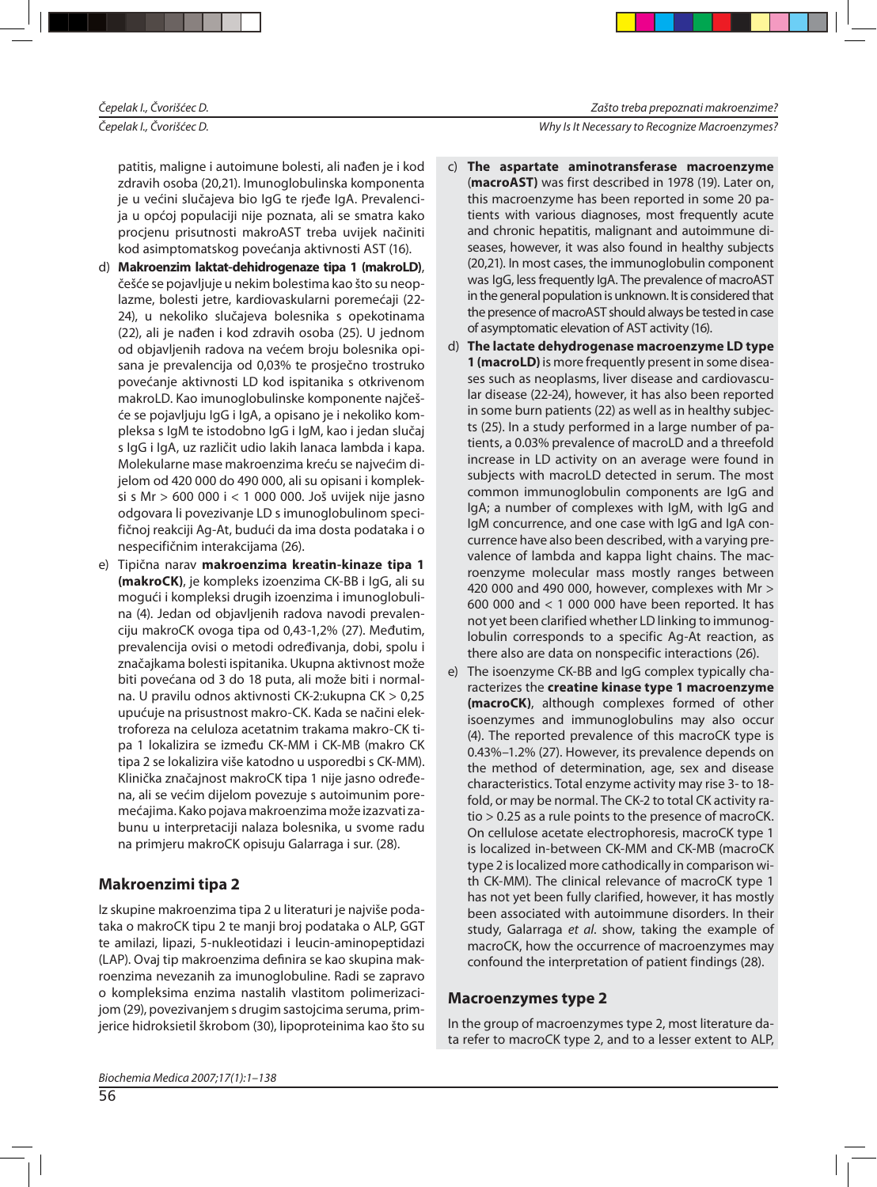patitis, maligne i autoimune bolesti, ali nađen je i kod zdravih osoba (20,21). Imunoglobulinska komponenta je u većini slučajeva bio IgG te rjeđe IgA. Prevalencija u općoj populaciji nije poznata, ali se smatra kako procjenu prisutnosti makroAST treba uvijek načiniti kod asimptomatskog povećanja aktivnosti AST (16).

d) **Makroenzim laktat-dehidrogenaze tipa 1 (makroLD)**, češće se pojavljuje u nekim bolestima kao što su neoplazme, bolesti jetre, kardiovaskularni poremećaji (22-24), u nekoliko slučajeva bolesnika s opekotinama (22), ali je nađen i kod zdravih osoba (25). U jednom od objavljenih radova na većem broju bolesnika opisana je prevalencija od 0,03% te prosječno trostruko povećanje aktivnosti LD kod ispitanika s otkrivenom makroLD. Kao imunoglobulinske komponente najčešće se pojavljuju IgG i IgA, a opisano je i nekoliko kompleksa s IgM te istodobno IgG i IgM, kao i jedan slučaj s IgG i IgA, uz različit udio lakih lanaca lambda i kapa. Molekularne mase makroenzima kreću se najvećim dijelom od 420 000 do 490 000, ali su opisani i kompleksi s Mr > 600 000 i < 1 000 000. Još uvijek nije jasno odgovara li povezivanje LD s imunoglobulinom specifičnoj reakciji Ag-At, budući da ima dosta podataka i o nespecifičnim interakcijama (26).

e) Tipična narav **makroenzima kreatin-kinaze tipa 1 (makroCK)**, je kompleks izoenzima CK-BB i IgG, ali su mogući i kompleksi drugih izoenzima i imunoglobulina (4). Jedan od objavljenih radova navodi prevalenciju makroCK ovoga tipa od 0,43-1,2% (27). Međutim, prevalencija ovisi o metodi određivanja, dobi, spolu i značajkama bolesti ispitanika. Ukupna aktivnost može biti povećana od 3 do 18 puta, ali može biti i normalna. U pravilu odnos aktivnosti CK-2:ukupna CK > 0,25 upućuje na prisustnost makro-CK. Kada se načini elektroforeza na celuloza acetatnim trakama makro-CK tipa 1 lokalizira se između CK-MM i CK-MB (makro CK tipa 2 se lokalizira više katodno u usporedbi s CK-MM). Klinička značajnost makroCK tipa 1 nije jasno određena, ali se većim dijelom povezuje s autoimunim poremećajima. Kako pojava makroenzima može izazvati zabunu u interpretaciji nalaza bolesnika, u svome radu na primjeru makroCK opisuju Galarraga i sur. (28).

## Makroenzimi tipa 2

Iz skupine makroenzima tipa 2 u literaturi je najviše podataka o makroCK tipu 2 te manji broj podataka o ALP, GGT te amilazi, lipazi, 5-nukleotidazi i leucin-aminopeptidazi (LAP). Ovaj tip makroenzima definira se kao skupina makroenzima nevezanih za imunoglobuline. Radi se zapravo o kompleksima enzima nastalih vlastitom polimerizacijom (29), povezivanjem s drugim sastojcima seruma, primjerice hidroksietil škrobom (30), lipoproteinima kao što su

c) **The aspartate aminotransferase macroenzyme** (**macroAST**) was first described in 1978 (19). Later on, this macroenzyme has been reported in some 20 patients with various diagnoses, most frequently acute and chronic hepatitis, malignant and autoimmune diseases, however, it was also found in healthy subjects (20,21). In most cases, the immunoglobulin component was IgG, less frequently IgA. The prevalence of macroAST in the general population is unknown. It is considered that the presence of macroAST should always be tested in case of asymptomatic elevation of AST activity (16).

d) **The lactate dehydrogenase macroenzyme LD type 1 (macroLD)** is more frequently present in some diseases such as neoplasms, liver disease and cardiovascular disease (22-24), however, it has also been reported in some burn patients (22) as well as in healthy subjects (25). In a study performed in a large number of patients, a 0.03% prevalence of macroLD and a threefold increase in LD activity on an average were found in subjects with macroLD detected in serum. The most common immunoglobulin components are IgG and IgA; a number of complexes with IgM, with IgG and IgM concurrence, and one case with IgG and IgA concurrence have also been described, with a varying prevalence of lambda and kappa light chains. The macroenzyme molecular mass mostly ranges between 420 000 and 490 000, however, complexes with Mr > 600 000 and < 1 000 000 have been reported. It has not yet been clarified whether LD linking to immunoglobulin corresponds to a specific Ag-At reaction, as there also are data on nonspecific interactions (26).

e) The isoenzyme CK-BB and IgG complex typically characterizes the **creatine kinase type 1 macroenzyme (macroCK)**, although complexes formed of other isoenzymes and immunoglobulins may also occur (4). The reported prevalence of this macroCK type is 0.43%–1.2% (27). However, its prevalence depends on the method of determination, age, sex and disease characteristics. Total enzyme activity may rise 3- to 18-fold, or may be normal. The CK-2 to total CK activity ratio > 0.25 as a rule points to the presence of macroCK. On cellulose acetate electrophoresis, macroCK type 1 is localized in-between CK-MM and CK-MB (macroCK type 2 is localized more cathodically in comparison with CK-MM). The clinical relevance of macroCK type 1 has not yet been fully clarified, however, it has mostly been associated with autoimmune disorders. In their study, Galarraga *et al.* show, taking the example of macroCK, how the occurrence of macroenzymes may confound the interpretation of patient findings (28).

## Macroenzymes type 2

In the group of macroenzymes type 2, most literature data refer to macroCK type 2, and to a lesser extent to ALP,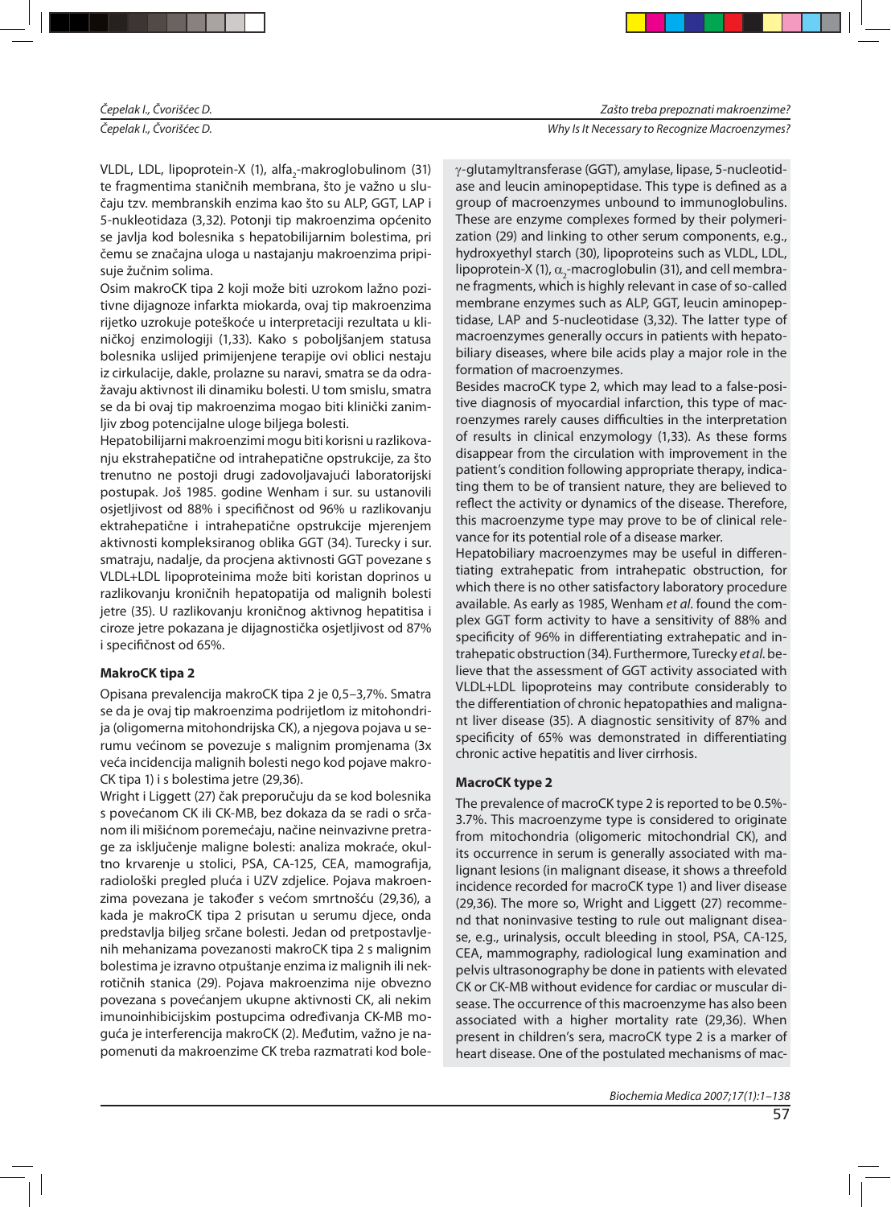VLDL, LDL, lipoprotein-X (1), alfa$_2$-makroglobulinom (31) te fragmentima staničnih membrana, što je važno u slučaju tzv. membranskih enzima kao što su ALP, GGT, LAP i 5-nukleotidaza (3,32). Potonji tip makroenzima općenito se javlja kod bolesnika s hepatobilijarnim bolestima, pri čemu se značajna uloga u nastajanju makroenzima pripisuje žučnim solima.

Osim makroCK tipa 2 koji može biti uzrokom lažno pozitivne dijagnoze infarkta miokarda, ovaj tip makroenzima rijetko uzrokuje poteškoće u interpretaciji rezultata u kliničkoj enzimologiji (1,33). Kako s poboljšanjem statusa bolesnika uslijed primijenjene terapije ovi oblici nestaju iz cirkulacije, dakle, prolazne su naravi, smatra se da odražavaju aktivnost ili dinamiku bolesti. U tom smislu, smatra se da bi ovaj tip makroenzima mogao biti klinički zanimljiv zbog potencijalne uloge biljega bolesti.

Hepatobilijarni makroenzimi mogu biti korisni u razlikovanju ekstrahepatične od intrahepatične opstrukcije, za što trenutno ne postoji drugi zadovoljavajući laboratorijski postupak. Još 1985. godine Wenham i sur. su ustanovili osjetljivost od 88% i specifičnost od 96% u razlikovanju ektrahepatične i intrahepatične opstrukcije mjerenjem aktivnosti kompleksiranog oblika GGT (34). Turecky i sur. smatraju, nadalje, da procjena aktivnosti GGT povezane s VLDL+LDL lipoproteinima može biti koristan doprinos u razlikovanju kroničnih hepatopatija od malignih bolesti jetre (35). U razlikovanju kroničnog aktivnog hepatitisa i ciroze jetre pokazana je dijagnostička osjetljivost od 87% i specifičnost od 65%.

### MakroCK tipa 2

Opisana prevalencija makroCK tipa 2 je 0,5–3,7%. Smatra se da je ovaj tip makroenzima podrijetlom iz mitohondrija (oligomerna mitohondrijska CK), a njegova pojava u serumu većinom se povezuje s malignim promjenama (3x veća incidencija malignih bolesti nego kod pojave makroCK tipa 1) i s bolestima jetre (29,36).

Wright i Liggett (27) čak preporučuju da se kod bolesnika s povećanom CK ili CK-MB, bez dokaza da se radi o srčanom ili mišićnom poremećaju, načine neinvazivne pretrage za isključenje maligne bolesti: analiza mokraće, okultno krvarenje u stolici, PSA, CA-125, CEA, mamografija, radiološki pregled pluća i UZV zdjelice. Pojava makroenzima povezana je također s većom smrtnošću (29,36), a kada je makroCK tipa 2 prisutan u serumu djece, onda predstavlja biljeg srčane bolesti. Jedan od pretpostavljenih mehanizama povezanosti makroCK tipa 2 s malignim bolestima je izravno otpuštanje enzima iz malignih ili nekrotičnih stanica (29). Pojava makroenzima nije obvezno povezana s povećanjem ukupne aktivnosti CK, ali nekim imunoinhibicijskim postupcima određivanja CK-MB moguća je interferencija makroCK (2). Međutim, važno je napomenuti da makroenzime CK treba razmatrati kod bole-

$\gamma$-glutamyltransferase (GGT), amylase, lipase, 5-nucleotidase and leucin aminopeptidase. This type is defined as a group of macroenzymes unbound to immunoglobulins. These are enzyme complexes formed by their polymerization (29) and linking to other serum components, e.g., hydroxyethyl starch (30), lipoproteins such as VLDL, LDL, lipoprotein-X (1), $\alpha_2$-macroglobulin (31), and cell membrane fragments, which is highly relevant in case of so-called membrane enzymes such as ALP, GGT, leucin aminopeptidase, LAP and 5-nucleotidase (3,32). The latter type of macroenzymes generally occurs in patients with hepatobiliary diseases, where bile acids play a major role in the formation of macroenzymes.

Besides macroCK type 2, which may lead to a false-positive diagnosis of myocardial infarction, this type of macroenzymes rarely causes difficulties in the interpretation of results in clinical enzymology (1,33). As these forms disappear from the circulation with improvement in the patient's condition following appropriate therapy, indicating them to be of transient nature, they are believed to reflect the activity or dynamics of the disease. Therefore, this macroenzyme type may prove to be of clinical relevance for its potential role of a disease marker.

Hepatobiliary macroenzymes may be useful in differentiating extrahepatic from intrahepatic obstruction, for which there is no other satisfactory laboratory procedure available. As early as 1985, Wenham *et al.* found the complex GGT form activity to have a sensitivity of 88% and specificity of 96% in differentiating extrahepatic and intrahepatic obstruction (34). Furthermore, Turecky *et al.* believe that the assessment of GGT activity associated with VLDL+LDL lipoproteins may contribute considerably to the differentiation of chronic hepatopathies and malignant liver disease (35). A diagnostic sensitivity of 87% and specificity of 65% was demonstrated in differentiating chronic active hepatitis and liver cirrhosis.

### MacroCK type 2

The prevalence of macroCK type 2 is reported to be 0.5%-3.7%. This macroenzyme type is considered to originate from mitochondria (oligomeric mitochondrial CK), and its occurrence in serum is generally associated with malignant lesions (in malignant disease, it shows a threefold incidence recorded for macroCK type 1) and liver disease (29,36). The more so, Wright and Liggett (27) recommend that noninvasive testing to rule out malignant disease, e.g., urinalysis, occult bleeding in stool, PSA, CA-125, CEA, mammography, radiological lung examination and pelvis ultrasonography be done in patients with elevated CK or CK-MB without evidence for cardiac or muscular disease. The occurrence of this macroenzyme has also been associated with a higher mortality rate (29,36). When present in children's sera, macroCK type 2 is a marker of heart disease. One of the postulated mechanisms of mac-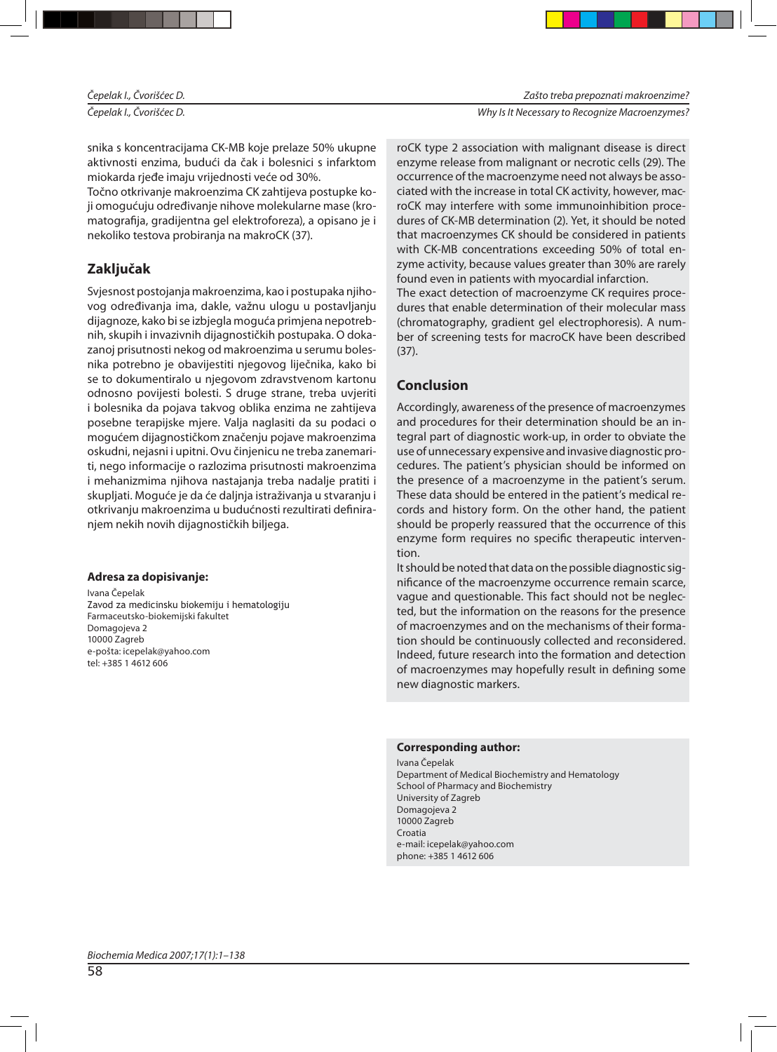snika s koncentracijama CK-MB koje prelaze 50% ukupne aktivnosti enzima, budući da čak i bolesnici s infarktom miokarda rjeđe imaju vrijednosti veće od 30%.

Točno otkrivanje makroenzima CK zahtijeva postupke koji omogućuju određivanje nihove molekularne mase (kromatografija, gradijentna gel elektroforeza), a opisano je i nekoliko testova probiranja na makroCK (37).

## Zaključak

Svjesnost postojanja makroenzima, kao i postupaka njihovog određivanja ima, dakle, važnu ulogu u postavljanju dijagnoze, kako bi se izbjegla moguća primjena nepotrebnih, skupih i invazivnih dijagnostičkih postupaka. O dokazanoj prisutnosti nekog od makroenzima u serumu bolesnika potrebno je obavijestiti njegovog liječnika, kako bi se to dokumentiralo u njegovom zdravstvenom kartonu odnosno povijesti bolesti. S druge strane, treba uvjeriti i bolesnika da pojava takvog oblika enzima ne zahtijeva posebne terapijske mjere. Valja naglasiti da su podaci o mogućem dijagnostičkom značenju pojave makroenzima oskudni, nejasni i upitni. Ovu činjenicu ne treba zanemariti, nego informacije o razlozima prisutnosti makroenzima i mehanizmima njihova nastajanja treba nadalje pratiti i skupljati. Moguće je da će daljnja istraživanja u stvaranju i otkrivanju makroenzima u budućnosti rezultirati definiranjem nekih novih dijagnostičkih biljega.

**Adresa za dopisivanje:**

Ivana Čepelak
Zavod za medicinsku biokemiju i hematologiju
Farmaceutsko-biokemijski fakultet
Domagojeva 2
10000 Zagreb
e-pošta: icepelak@yahoo.com
tel: +385 1 4612 606

roCK type 2 association with malignant disease is direct enzyme release from malignant or necrotic cells (29). The occurrence of the macroenzyme need not always be associated with the increase in total CK activity, however, macroCK may interfere with some immunoinhibition procedures of CK-MB determination (2). Yet, it should be noted that macroenzymes CK should be considered in patients with CK-MB concentrations exceeding 50% of total enzyme activity, because values greater than 30% are rarely found even in patients with myocardial infarction.

The exact detection of macroenzyme CK requires procedures that enable determination of their molecular mass (chromatography, gradient gel electrophoresis). A number of screening tests for macroCK have been described (37).

## Conclusion

Accordingly, awareness of the presence of macroenzymes and procedures for their determination should be an integral part of diagnostic work-up, in order to obviate the use of unnecessary expensive and invasive diagnostic procedures. The patient's physician should be informed on the presence of a macroenzyme in the patient's serum. These data should be entered in the patient's medical records and history form. On the other hand, the patient should be properly reassured that the occurrence of this enzyme form requires no specific therapeutic intervention.

It should be noted that data on the possible diagnostic significance of the macroenzyme occurrence remain scarce, vague and questionable. This fact should not be neglected, but the information on the reasons for the presence of macroenzymes and on the mechanisms of their formation should be continuously collected and reconsidered. Indeed, future research into the formation and detection of macroenzymes may hopefully result in defining some new diagnostic markers.

**Corresponding author:**

Ivana Čepelak
Department of Medical Biochemistry and Hematology
School of Pharmacy and Biochemistry
University of Zagreb
Domagojeva 2
10000 Zagreb
Croatia
e-mail: icepelak@yahoo.com
phone: +385 1 4612 606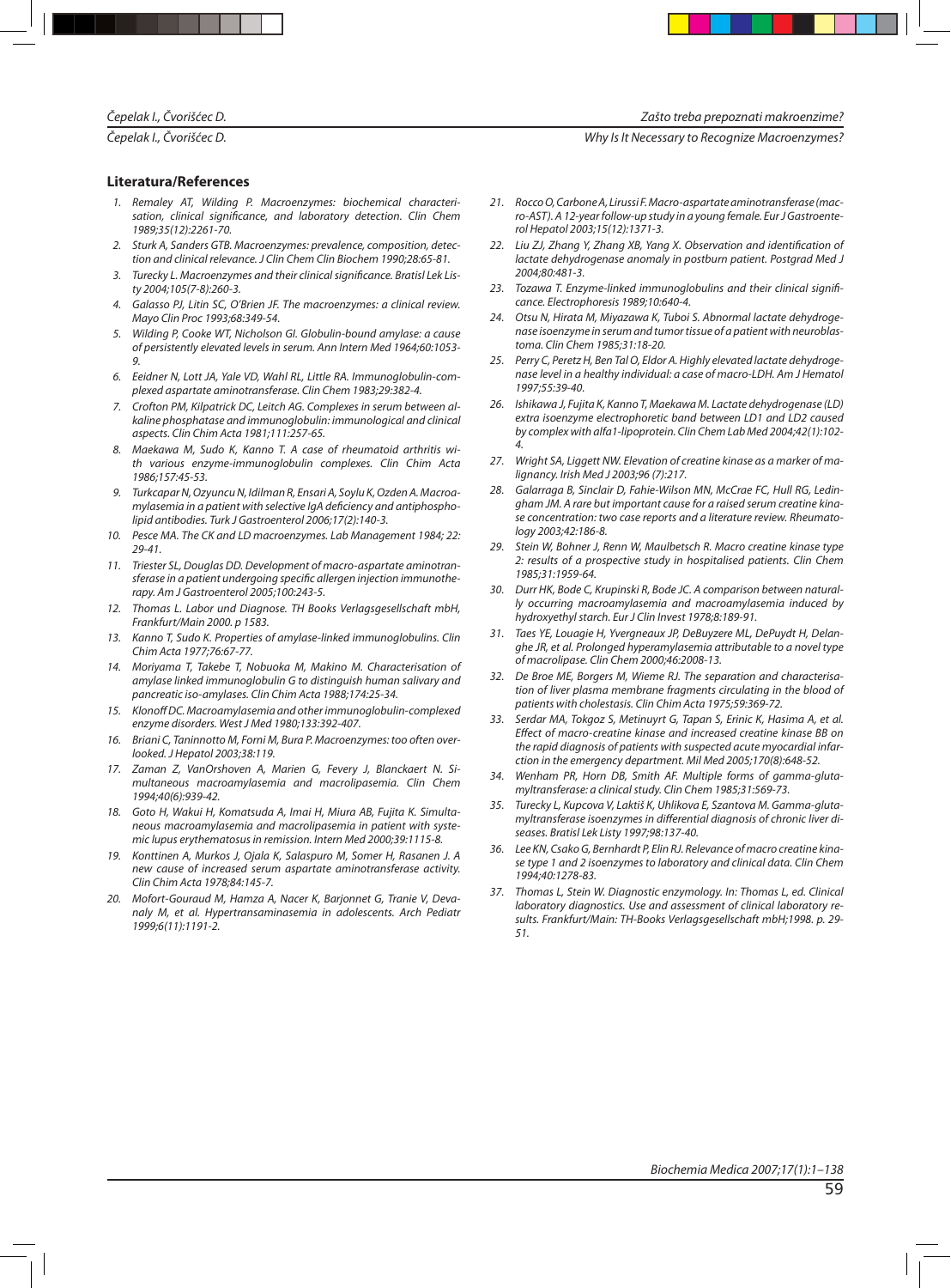## Literatura/References

1. Remaley AT, Wilding P. Macroenzymes: biochemical characterisation, clinical significance, and laboratory detection. Clin Chem 1989;35(12):2261-70.
2. Sturk A, Sanders GTB. Macroenzymes: prevalence, composition, detection and clinical relevance. J Clin Chem Clin Biochem 1990;28:65-81.
3. Turecky L. Macroenzymes and their clinical significance. Bratisl Lek Listy 2004;105(7-8):260-3.
4. Galasso PJ, Litin SC, O'Brien JF. The macroenzymes: a clinical review. Mayo Clin Proc 1993;68:349-54.
5. Wilding P, Cooke WT, Nicholson GI. Globulin-bound amylase: a cause of persistently elevated levels in serum. Ann Intern Med 1964;60:1053-9.
6. Eeidner N, Lott JA, Yale VD, Wahl RL, Little RA. Immunoglobulin-complexed aspartate aminotransferase. Clin Chem 1983;29:382-4.
7. Crofton PM, Kilpatrick DC, Leitch AG. Complexes in serum between alkaline phosphatase and immunoglobulin: immunological and clinical aspects. Clin Chim Acta 1981;111:257-65.
8. Maekawa M, Sudo K, Kanno T. A case of rheumatoid arthritis with various enzyme-immunoglobulin complexes. Clin Chim Acta 1986;157:45-53.
9. Turkcapar N, Ozyuncu N, Idilman R, Ensari A, Soylu K, Ozden A. Macroamylasemia in a patient with selective IgA deficiency and antiphospholipid antibodies. Turk J Gastroenterol 2006;17(2):140-3.
10. Pesce MA. The CK and LD macroenzymes. Lab Management 1984; 22: 29-41.
11. Triester SL, Douglas DD. Development of macro-aspartate aminotransferase in a patient undergoing specific allergen injection immunotherapy. Am J Gastroenterol 2005;100:243-5.
12. Thomas L. Labor und Diagnose. TH Books Verlagsgesellschaft mbH, Frankfurt/Main 2000. p 1583.
13. Kanno T, Sudo K. Properties of amylase-linked immunoglobulins. Clin Chim Acta 1977;76:67-77.
14. Moriyama T, Takebe T, Nobuoka M, Makino M. Characterisation of amylase linked immunoglobulin G to distinguish human salivary and pancreatic iso-amylases. Clin Chim Acta 1988;174:25-34.
15. Klonoff DC. Macroamylasemia and other immunoglobulin-complexed enzyme disorders. West J Med 1980;133:392-407.
16. Briani C, Taninnotto M, Forni M, Bura P. Macroenzymes: too often overlooked. J Hepatol 2003;38:119.
17. Zaman Z, VanOrshoven A, Marien G, Fevery J, Blanckaert N. Simultaneous macroamylasemia and macrolipasemia. Clin Chem 1994;40(6):939-42.
18. Goto H, Wakui H, Komatsuda A, Imai H, Miura AB, Fujita K. Simultaneous macroamylasemia and macrolipasemia in patient with systemic lupus erythematosus in remission. Intern Med 2000;39:1115-8.
19. Konttinen A, Murkos J, Ojala K, Salaspuro M, Somer H, Rasanen J. A new cause of increased serum aspartate aminotransferase activity. Clin Chim Acta 1978;84:145-7.
20. Mofort-Gouraud M, Hamza A, Nacer K, Barjonnet G, Tranie V, Devanaly M, et al. Hypertransaminasemia in adolescents. Arch Pediatr 1999;6(11):1191-2.
21. Rocco O, Carbone A, Lirussi F. Macro-aspartate aminotransferase (macro-AST). A 12-year follow-up study in a young female. Eur J Gastroenterol Hepatol 2003;15(12):1371-3.
22. Liu ZJ, Zhang Y, Zhang XB, Yang X. Observation and identification of lactate dehydrogenase anomaly in postburn patient. Postgrad Med J 2004;80:481-3.
23. Tozawa T. Enzyme-linked immunoglobulins and their clinical significance. Electrophoresis 1989;10:640-4.
24. Otsu N, Hirata M, Miyazawa K, Tuboi S. Abnormal lactate dehydrogenase isoenzyme in serum and tumor tissue of a patient with neuroblastoma. Clin Chem 1985;31:18-20.
25. Perry C, Peretz H, Ben Tal O, Eldor A. Highly elevated lactate dehydrogenase level in a healthy individual: a case of macro-LDH. Am J Hematol 1997;55:39-40.
26. Ishikawa J, Fujita K, Kanno T, Maekawa M. Lactate dehydrogenase (LD) extra isoenzyme electrophoretic band between LD1 and LD2 caused by complex with alfa1-lipoprotein. Clin Chem Lab Med 2004;42(1):102-4.
27. Wright SA, Liggett NW. Elevation of creatine kinase as a marker of malignancy. Irish Med J 2003;96 (7):217.
28. Galarraga B, Sinclair D, Fahie-Wilson MN, McCrae FC, Hull RG, Ledingham JM. A rare but important cause for a raised serum creatine kinase concentration: two case reports and a literature review. Rheumatology 2003;42:186-8.
29. Stein W, Bohner J, Renn W, Maulbetsch R. Macro creatine kinase type 2: results of a prospective study in hospitalised patients. Clin Chem 1985;31:1959-64.
30. Durr HK, Bode C, Krupinski R, Bode JC. A comparison between naturally occurring macroamylasemia and macroamylasemia induced by hydroxyethyl starch. Eur J Clin Invest 1978;8:189-91.
31. Taes YE, Louagie H, Yvergneaux JP, DeBuyzere ML, DePuydt H, Delanghe JR, et al. Prolonged hyperamylasemia attributable to a novel type of macrolipase. Clin Chem 2000;46:2008-13.
32. De Broe ME, Borgers M, Wieme RJ. The separation and characterisation of liver plasma membrane fragments circulating in the blood of patients with cholestasis. Clin Chim Acta 1975;59:369-72.
33. Serdar MA, Tokgoz S, Metinuyrt G, Tapan S, Erinic K, Hasima A, et al. Effect of macro-creatine kinase and increased creatine kinase BB on the rapid diagnosis of patients with suspected acute myocardial infarction in the emergency department. Mil Med 2005;170(8):648-52.
34. Wenham PR, Horn DB, Smith AF. Multiple forms of gamma-glutamyltransferase: a clinical study. Clin Chem 1985;31:569-73.
35. Turecky L, Kupcova V, Laktiš K, Uhlikova E, Szantova M. Gamma-glutamyltransferase isoenzymes in differential diagnosis of chronic liver diseases. Bratisl Lek Listy 1997;98:137-40.
36. Lee KN, Csako G, Bernhardt P, Elin RJ. Relevance of macro creatine kinase type 1 and 2 isoenzymes to laboratory and clinical data. Clin Chem 1994;40:1278-83.
37. Thomas L, Stein W. Diagnostic enzymology. In: Thomas L, ed. Clinical laboratory diagnostics. Use and assessment of clinical laboratory results. Frankfurt/Main: TH-Books Verlagsgesellschaft mbH;1998. p. 29-51.